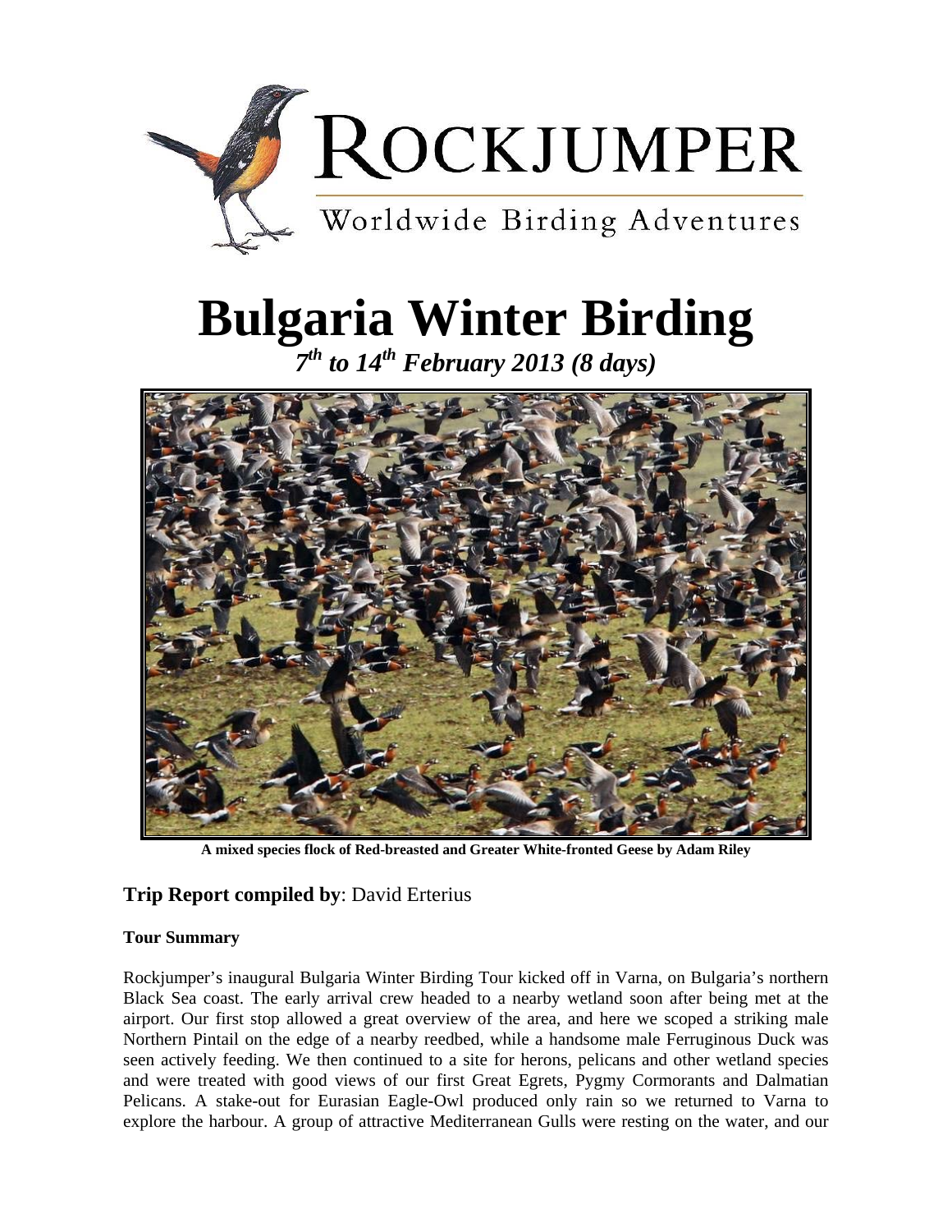ROCKJUMPER

Worldwide Birding Adventures

# Bulgaria Winter Birding

***7th to 14th February 2013 (8 days)***

**A mixed species flock of Red-breasted and Greater White-fronted Geese by Adam Riley**

### **Trip Report compiled by**: David Erterius

**Tour Summary**

Rockjumper's inaugural Bulgaria Winter Birding Tour kicked off in Varna, on Bulgaria's northern Black Sea coast. The early arrival crew headed to a nearby wetland soon after being met at the airport. Our first stop allowed a great overview of the area, and here we scoped a striking male Northern Pintail on the edge of a nearby reedbed, while a handsome male Ferruginous Duck was seen actively feeding. We then continued to a site for herons, pelicans and other wetland species and were treated with good views of our first Great Egrets, Pygmy Cormorants and Dalmatian Pelicans. A stake-out for Eurasian Eagle-Owl produced only rain so we returned to Varna to explore the harbour. A group of attractive Mediterranean Gulls were resting on the water, and our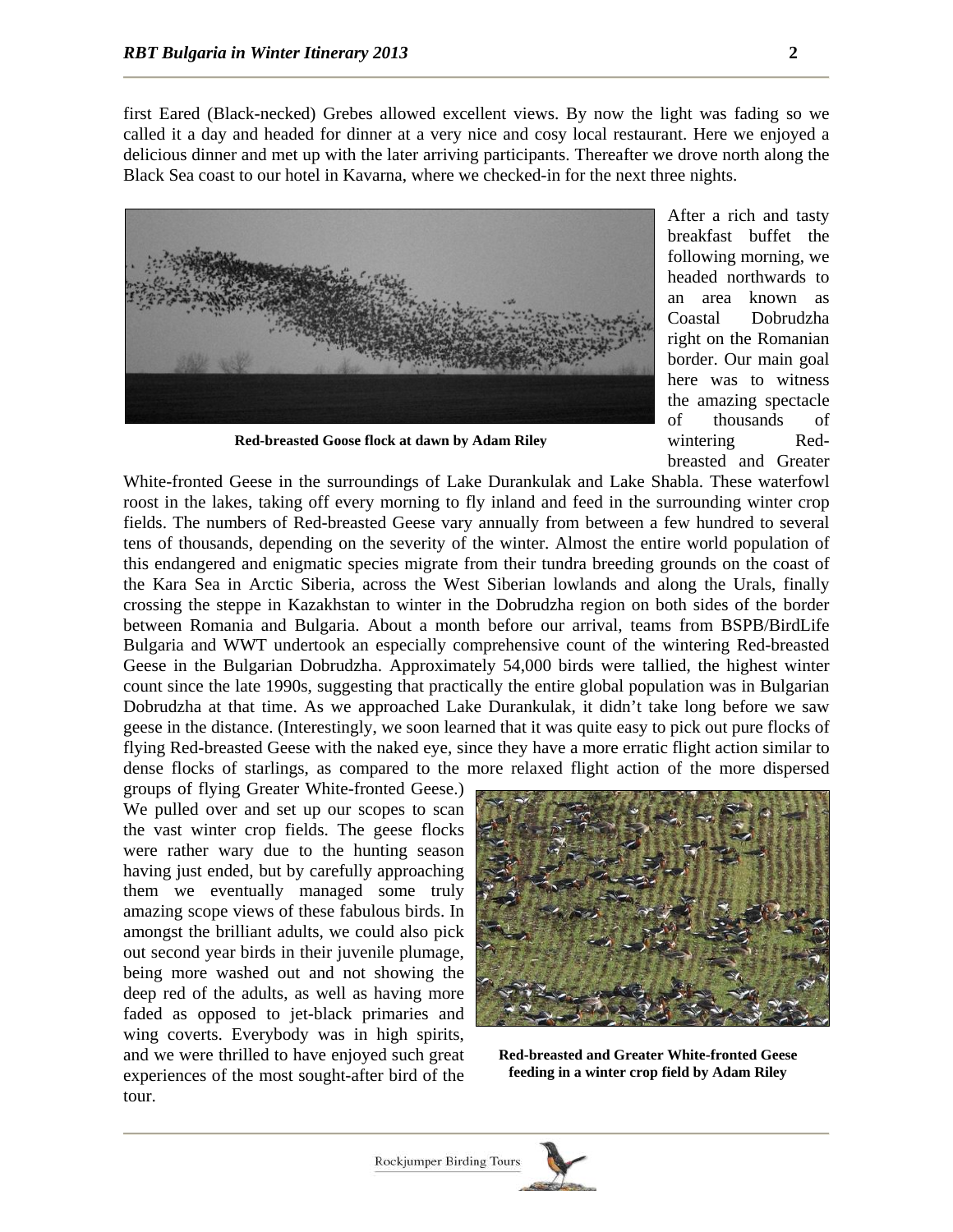first Eared (Black-necked) Grebes allowed excellent views. By now the light was fading so we called it a day and headed for dinner at a very nice and cosy local restaurant. Here we enjoyed a delicious dinner and met up with the later arriving participants. Thereafter we drove north along the Black Sea coast to our hotel in Kavarna, where we checked-in for the next three nights.

**Red-breasted Goose flock at dawn by Adam Riley**

After a rich and tasty breakfast buffet the following morning, we headed northwards to an area known as Coastal Dobrudzha right on the Romanian border. Our main goal here was to witness the amazing spectacle of thousands of wintering Red-breasted and Greater White-fronted Geese in the surroundings of Lake Durankulak and Lake Shabla. These waterfowl roost in the lakes, taking off every morning to fly inland and feed in the surrounding winter crop fields. The numbers of Red-breasted Geese vary annually from between a few hundred to several tens of thousands, depending on the severity of the winter. Almost the entire world population of this endangered and enigmatic species migrate from their tundra breeding grounds on the coast of the Kara Sea in Arctic Siberia, across the West Siberian lowlands and along the Urals, finally crossing the steppe in Kazakhstan to winter in the Dobrudzha region on both sides of the border between Romania and Bulgaria. About a month before our arrival, teams from BSPB/BirdLife Bulgaria and WWT undertook an especially comprehensive count of the wintering Red-breasted Geese in the Bulgarian Dobrudzha. Approximately 54,000 birds were tallied, the highest winter count since the late 1990s, suggesting that practically the entire global population was in Bulgarian Dobrudzha at that time. As we approached Lake Durankulak, it didn't take long before we saw geese in the distance. (Interestingly, we soon learned that it was quite easy to pick out pure flocks of flying Red-breasted Geese with the naked eye, since they have a more erratic flight action similar to dense flocks of starlings, as compared to the more relaxed flight action of the more dispersed groups of flying Greater White-fronted Geese.) We pulled over and set up our scopes to scan the vast winter crop fields. The geese flocks were rather wary due to the hunting season having just ended, but by carefully approaching them we eventually managed some truly amazing scope views of these fabulous birds. In amongst the brilliant adults, we could also pick out second year birds in their juvenile plumage, being more washed out and not showing the deep red of the adults, as well as having more faded as opposed to jet-black primaries and wing coverts. Everybody was in high spirits, and we were thrilled to have enjoyed such great experiences of the most sought-after bird of the tour.

**Red-breasted and Greater White-fronted Geese feeding in a winter crop field by Adam Riley**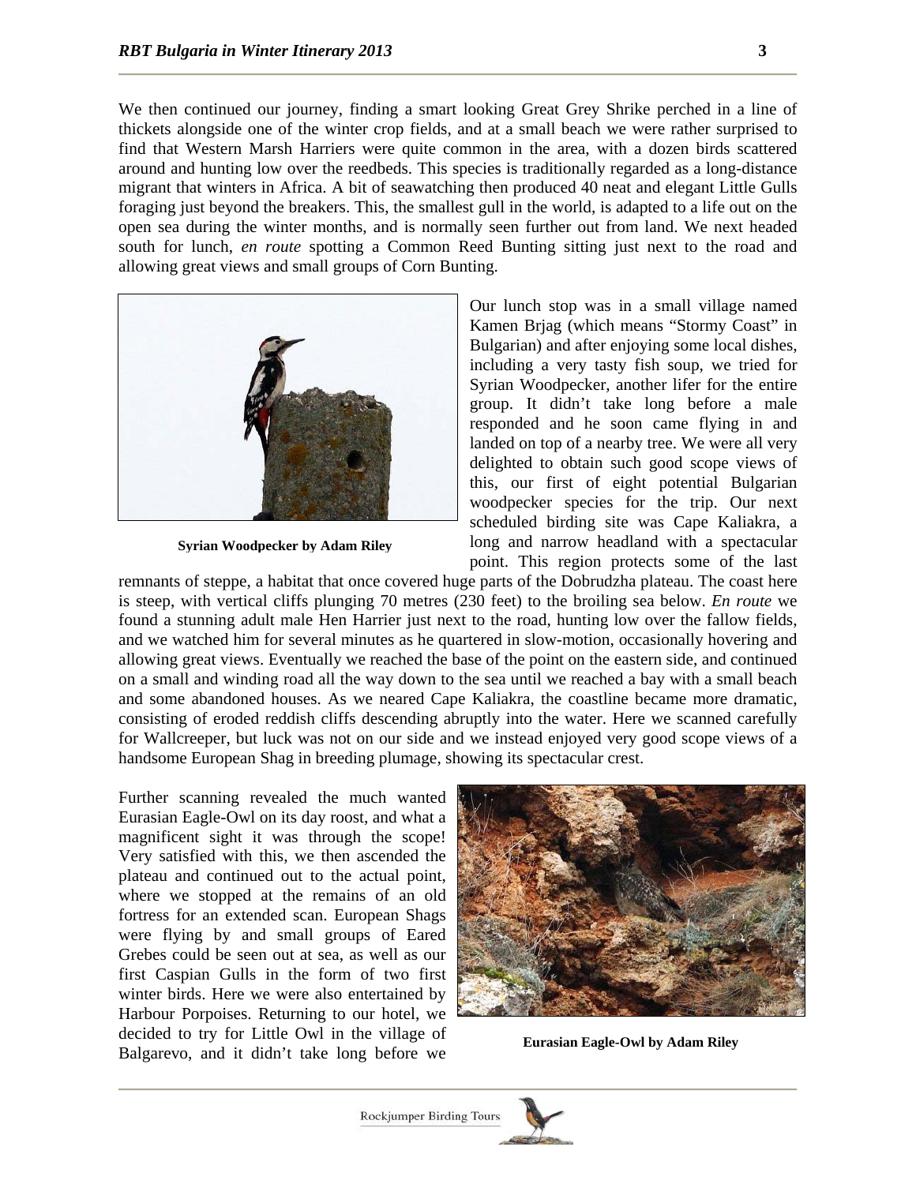We then continued our journey, finding a smart looking Great Grey Shrike perched in a line of thickets alongside one of the winter crop fields, and at a small beach we were rather surprised to find that Western Marsh Harriers were quite common in the area, with a dozen birds scattered around and hunting low over the reedbeds. This species is traditionally regarded as a long-distance migrant that winters in Africa. A bit of seawatching then produced 40 neat and elegant Little Gulls foraging just beyond the breakers. This, the smallest gull in the world, is adapted to a life out on the open sea during the winter months, and is normally seen further out from land. We next headed south for lunch, *en route* spotting a Common Reed Bunting sitting just next to the road and allowing great views and small groups of Corn Bunting.

**Syrian Woodpecker by Adam Riley**

Our lunch stop was in a small village named Kamen Brjag (which means "Stormy Coast" in Bulgarian) and after enjoying some local dishes, including a very tasty fish soup, we tried for Syrian Woodpecker, another lifer for the entire group. It didn't take long before a male responded and he soon came flying in and landed on top of a nearby tree. We were all very delighted to obtain such good scope views of this, our first of eight potential Bulgarian woodpecker species for the trip. Our next scheduled birding site was Cape Kaliakra, a long and narrow headland with a spectacular point. This region protects some of the last remnants of steppe, a habitat that once covered huge parts of the Dobrudzha plateau. The coast here is steep, with vertical cliffs plunging 70 metres (230 feet) to the broiling sea below. *En route* we found a stunning adult male Hen Harrier just next to the road, hunting low over the fallow fields, and we watched him for several minutes as he quartered in slow-motion, occasionally hovering and allowing great views. Eventually we reached the base of the point on the eastern side, and continued on a small and winding road all the way down to the sea until we reached a bay with a small beach and some abandoned houses. As we neared Cape Kaliakra, the coastline became more dramatic, consisting of eroded reddish cliffs descending abruptly into the water. Here we scanned carefully for Wallcreeper, but luck was not on our side and we instead enjoyed very good scope views of a handsome European Shag in breeding plumage, showing its spectacular crest.

Further scanning revealed the much wanted Eurasian Eagle-Owl on its day roost, and what a magnificent sight it was through the scope! Very satisfied with this, we then ascended the plateau and continued out to the actual point, where we stopped at the remains of an old fortress for an extended scan. European Shags were flying by and small groups of Eared Grebes could be seen out at sea, as well as our first Caspian Gulls in the form of two first winter birds. Here we were also entertained by Harbour Porpoises. Returning to our hotel, we decided to try for Little Owl in the village of Balgarevo, and it didn't take long before we

**Eurasian Eagle-Owl by Adam Riley**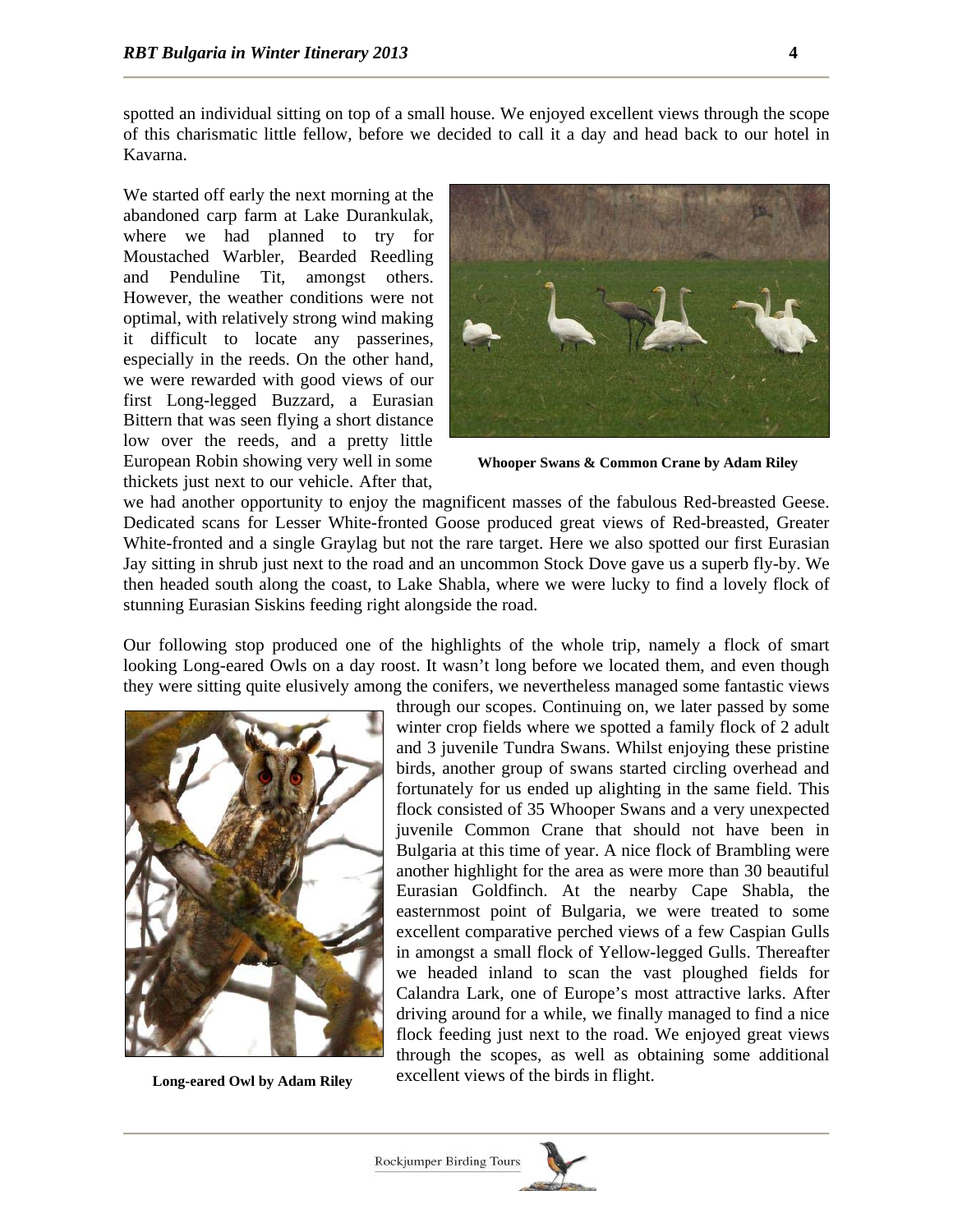spotted an individual sitting on top of a small house. We enjoyed excellent views through the scope of this charismatic little fellow, before we decided to call it a day and head back to our hotel in Kavarna.

We started off early the next morning at the abandoned carp farm at Lake Durankulak, where we had planned to try for Moustached Warbler, Bearded Reedling and Penduline Tit, amongst others. However, the weather conditions were not optimal, with relatively strong wind making it difficult to locate any passerines, especially in the reeds. On the other hand, we were rewarded with good views of our first Long-legged Buzzard, a Eurasian Bittern that was seen flying a short distance low over the reeds, and a pretty little European Robin showing very well in some thickets just next to our vehicle. After that, we had another opportunity to enjoy the magnificent masses of the fabulous Red-breasted Geese. Dedicated scans for Lesser White-fronted Goose produced great views of Red-breasted, Greater White-fronted and a single Graylag but not the rare target. Here we also spotted our first Eurasian Jay sitting in shrub just next to the road and an uncommon Stock Dove gave us a superb fly-by. We then headed south along the coast, to Lake Shabla, where we were lucky to find a lovely flock of stunning Eurasian Siskins feeding right alongside the road.

**Whooper Swans & Common Crane by Adam Riley**

Our following stop produced one of the highlights of the whole trip, namely a flock of smart looking Long-eared Owls on a day roost. It wasn't long before we located them, and even though they were sitting quite elusively among the conifers, we nevertheless managed some fantastic views through our scopes. Continuing on, we later passed by some winter crop fields where we spotted a family flock of 2 adult and 3 juvenile Tundra Swans. Whilst enjoying these pristine birds, another group of swans started circling overhead and fortunately for us ended up alighting in the same field. This flock consisted of 35 Whooper Swans and a very unexpected juvenile Common Crane that should not have been in Bulgaria at this time of year. A nice flock of Brambling were another highlight for the area as were more than 30 beautiful Eurasian Goldfinch. At the nearby Cape Shabla, the easternmost point of Bulgaria, we were treated to some excellent comparative perched views of a few Caspian Gulls in amongst a small flock of Yellow-legged Gulls. Thereafter we headed inland to scan the vast ploughed fields for Calandra Lark, one of Europe's most attractive larks. After driving around for a while, we finally managed to find a nice flock feeding just next to the road. We enjoyed great views through the scopes, as well as obtaining some additional excellent views of the birds in flight.

**Long-eared Owl by Adam Riley**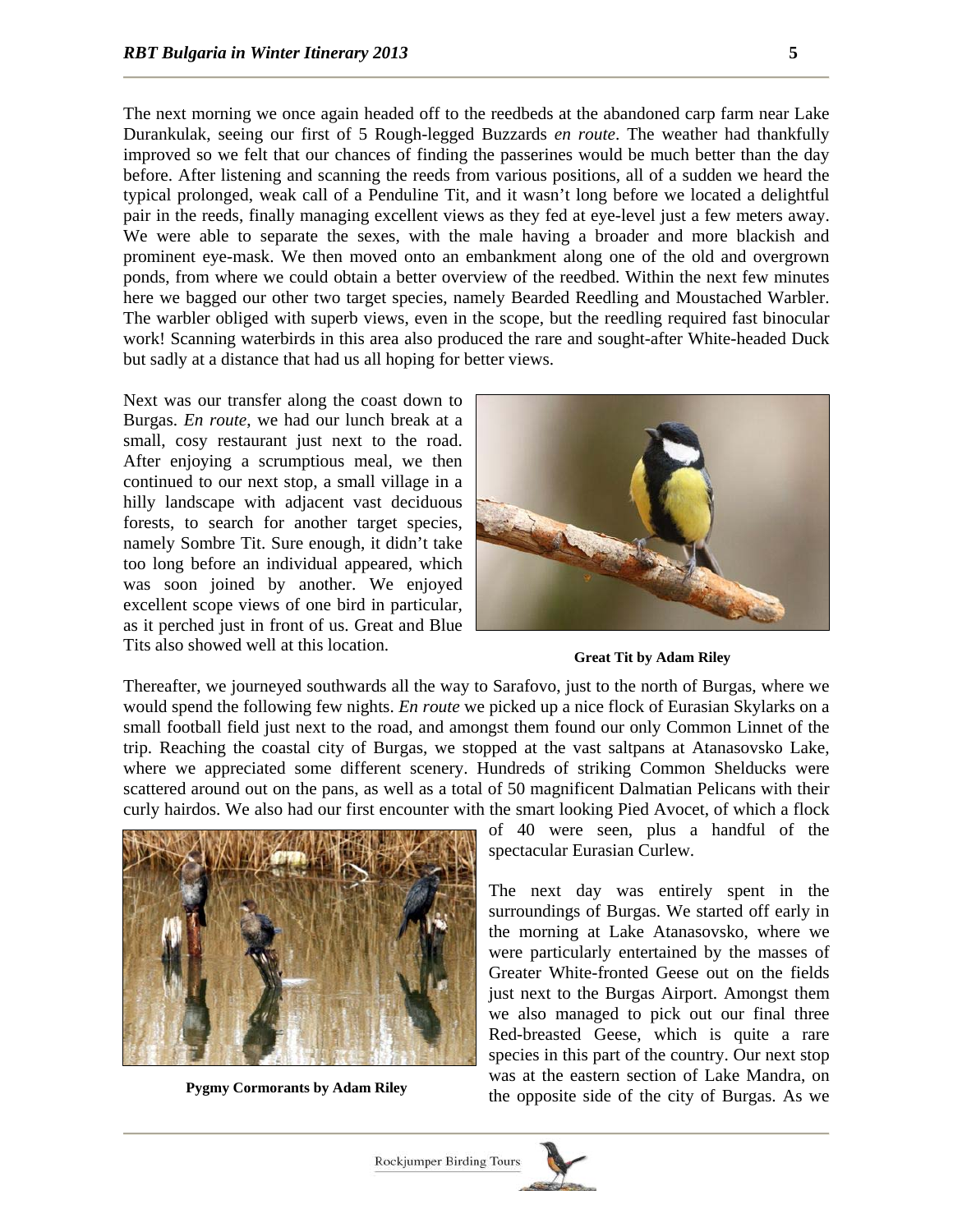The next morning we once again headed off to the reedbeds at the abandoned carp farm near Lake Durankulak, seeing our first of 5 Rough-legged Buzzards *en route*. The weather had thankfully improved so we felt that our chances of finding the passerines would be much better than the day before. After listening and scanning the reeds from various positions, all of a sudden we heard the typical prolonged, weak call of a Penduline Tit, and it wasn't long before we located a delightful pair in the reeds, finally managing excellent views as they fed at eye-level just a few meters away. We were able to separate the sexes, with the male having a broader and more blackish and prominent eye-mask. We then moved onto an embankment along one of the old and overgrown ponds, from where we could obtain a better overview of the reedbed. Within the next few minutes here we bagged our other two target species, namely Bearded Reedling and Moustached Warbler. The warbler obliged with superb views, even in the scope, but the reedling required fast binocular work! Scanning waterbirds in this area also produced the rare and sought-after White-headed Duck but sadly at a distance that had us all hoping for better views.

Next was our transfer along the coast down to Burgas. *En route*, we had our lunch break at a small, cosy restaurant just next to the road. After enjoying a scrumptious meal, we then continued to our next stop, a small village in a hilly landscape with adjacent vast deciduous forests, to search for another target species, namely Sombre Tit. Sure enough, it didn't take too long before an individual appeared, which was soon joined by another. We enjoyed excellent scope views of one bird in particular, as it perched just in front of us. Great and Blue Tits also showed well at this location.

**Great Tit by Adam Riley**

Thereafter, we journeyed southwards all the way to Sarafovo, just to the north of Burgas, where we would spend the following few nights. *En route* we picked up a nice flock of Eurasian Skylarks on a small football field just next to the road, and amongst them found our only Common Linnet of the trip. Reaching the coastal city of Burgas, we stopped at the vast saltpans at Atanasovsko Lake, where we appreciated some different scenery. Hundreds of striking Common Shelducks were scattered around out on the pans, as well as a total of 50 magnificent Dalmatian Pelicans with their curly hairdos. We also had our first encounter with the smart looking Pied Avocet, of which a flock of 40 were seen, plus a handful of the spectacular Eurasian Curlew.

**Pygmy Cormorants by Adam Riley**

The next day was entirely spent in the surroundings of Burgas. We started off early in the morning at Lake Atanasovsko, where we were particularly entertained by the masses of Greater White-fronted Geese out on the fields just next to the Burgas Airport. Amongst them we also managed to pick out our final three Red-breasted Geese, which is quite a rare species in this part of the country. Our next stop was at the eastern section of Lake Mandra, on the opposite side of the city of Burgas. As we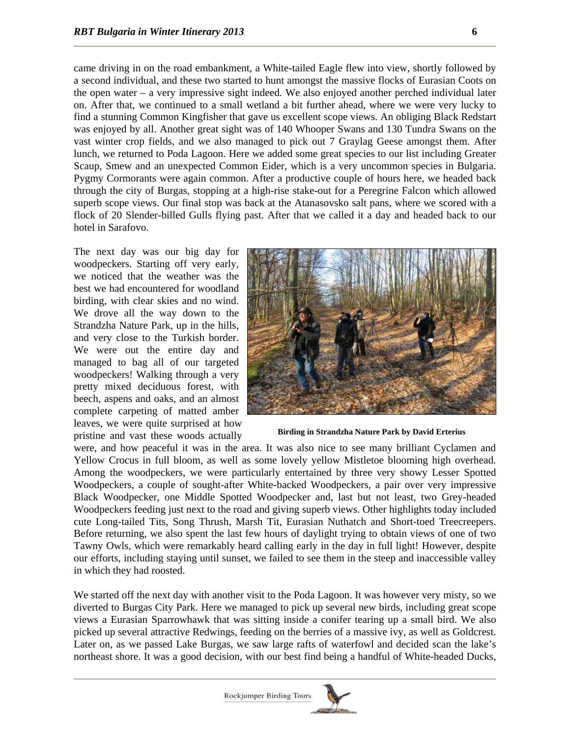came driving in on the road embankment, a White-tailed Eagle flew into view, shortly followed by a second individual, and these two started to hunt amongst the massive flocks of Eurasian Coots on the open water – a very impressive sight indeed. We also enjoyed another perched individual later on. After that, we continued to a small wetland a bit further ahead, where we were very lucky to find a stunning Common Kingfisher that gave us excellent scope views. An obliging Black Redstart was enjoyed by all. Another great sight was of 140 Whooper Swans and 130 Tundra Swans on the vast winter crop fields, and we also managed to pick out 7 Graylag Geese amongst them. After lunch, we returned to Poda Lagoon. Here we added some great species to our list including Greater Scaup, Smew and an unexpected Common Eider, which is a very uncommon species in Bulgaria. Pygmy Cormorants were again common. After a productive couple of hours here, we headed back through the city of Burgas, stopping at a high-rise stake-out for a Peregrine Falcon which allowed superb scope views. Our final stop was back at the Atanasovsko salt pans, where we scored with a flock of 20 Slender-billed Gulls flying past. After that we called it a day and headed back to our hotel in Sarafovo.

The next day was our big day for woodpeckers. Starting off very early, we noticed that the weather was the best we had encountered for woodland birding, with clear skies and no wind. We drove all the way down to the Strandzha Nature Park, up in the hills, and very close to the Turkish border. We were out the entire day and managed to bag all of our targeted woodpeckers! Walking through a very pretty mixed deciduous forest, with beech, aspens and oaks, and an almost complete carpeting of matted amber leaves, we were quite surprised at how pristine and vast these woods actually were, and how peaceful it was in the area. It was also nice to see many brilliant Cyclamen and Yellow Crocus in full bloom, as well as some lovely yellow Mistletoe blooming high overhead. Among the woodpeckers, we were particularly entertained by three very showy Lesser Spotted Woodpeckers, a couple of sought-after White-backed Woodpeckers, a pair over very impressive Black Woodpecker, one Middle Spotted Woodpecker and, last but not least, two Grey-headed Woodpeckers feeding just next to the road and giving superb views. Other highlights today included cute Long-tailed Tits, Song Thrush, Marsh Tit, Eurasian Nuthatch and Short-toed Treecreepers. Before returning, we also spent the last few hours of daylight trying to obtain views of one of two Tawny Owls, which were remarkably heard calling early in the day in full light! However, despite our efforts, including staying until sunset, we failed to see them in the steep and inaccessible valley in which they had roosted.

**Birding in Strandzha Nature Park by David Erterius**

We started off the next day with another visit to the Poda Lagoon. It was however very misty, so we diverted to Burgas City Park. Here we managed to pick up several new birds, including great scope views a Eurasian Sparrowhawk that was sitting inside a conifer tearing up a small bird. We also picked up several attractive Redwings, feeding on the berries of a massive ivy, as well as Goldcrest. Later on, as we passed Lake Burgas, we saw large rafts of waterfowl and decided scan the lake's northeast shore. It was a good decision, with our best find being a handful of White-headed Ducks,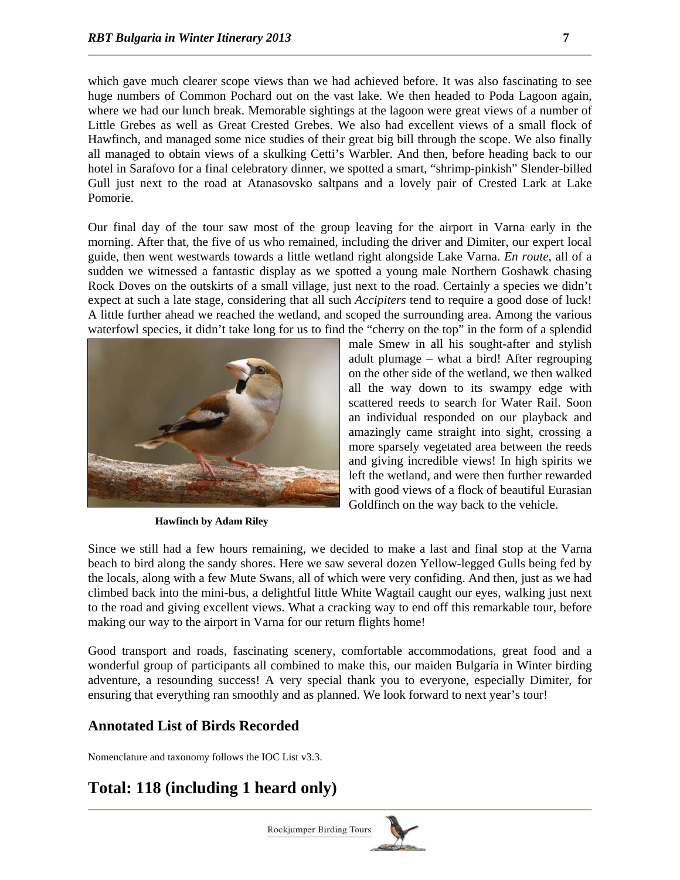which gave much clearer scope views than we had achieved before. It was also fascinating to see huge numbers of Common Pochard out on the vast lake. We then headed to Poda Lagoon again, where we had our lunch break. Memorable sightings at the lagoon were great views of a number of Little Grebes as well as Great Crested Grebes. We also had excellent views of a small flock of Hawfinch, and managed some nice studies of their great big bill through the scope. We also finally all managed to obtain views of a skulking Cetti's Warbler. And then, before heading back to our hotel in Sarafovo for a final celebratory dinner, we spotted a smart, "shrimp-pinkish" Slender-billed Gull just next to the road at Atanasovsko saltpans and a lovely pair of Crested Lark at Lake Pomorie.

Our final day of the tour saw most of the group leaving for the airport in Varna early in the morning. After that, the five of us who remained, including the driver and Dimiter, our expert local guide, then went westwards towards a little wetland right alongside Lake Varna. *En route*, all of a sudden we witnessed a fantastic display as we spotted a young male Northern Goshawk chasing Rock Doves on the outskirts of a small village, just next to the road. Certainly a species we didn't expect at such a late stage, considering that all such *Accipiters* tend to require a good dose of luck! A little further ahead we reached the wetland, and scoped the surrounding area. Among the various waterfowl species, it didn't take long for us to find the "cherry on the top" in the form of a splendid male Smew in all his sought-after and stylish adult plumage – what a bird! After regrouping on the other side of the wetland, we then walked all the way down to its swampy edge with scattered reeds to search for Water Rail. Soon an individual responded on our playback and amazingly came straight into sight, crossing a more sparsely vegetated area between the reeds and giving incredible views! In high spirits we left the wetland, and were then further rewarded with good views of a flock of beautiful Eurasian Goldfinch on the way back to the vehicle.

**Hawfinch by Adam Riley**

Since we still had a few hours remaining, we decided to make a last and final stop at the Varna beach to bird along the sandy shores. Here we saw several dozen Yellow-legged Gulls being fed by the locals, along with a few Mute Swans, all of which were very confiding. And then, just as we had climbed back into the mini-bus, a delightful little White Wagtail caught our eyes, walking just next to the road and giving excellent views. What a cracking way to end off this remarkable tour, before making our way to the airport in Varna for our return flights home!

Good transport and roads, fascinating scenery, comfortable accommodations, great food and a wonderful group of participants all combined to make this, our maiden Bulgaria in Winter birding adventure, a resounding success! A very special thank you to everyone, especially Dimiter, for ensuring that everything ran smoothly and as planned. We look forward to next year's tour!

## Annotated List of Birds Recorded

Nomenclature and taxonomy follows the IOC List v3.3.

# Total: 118 (including 1 heard only)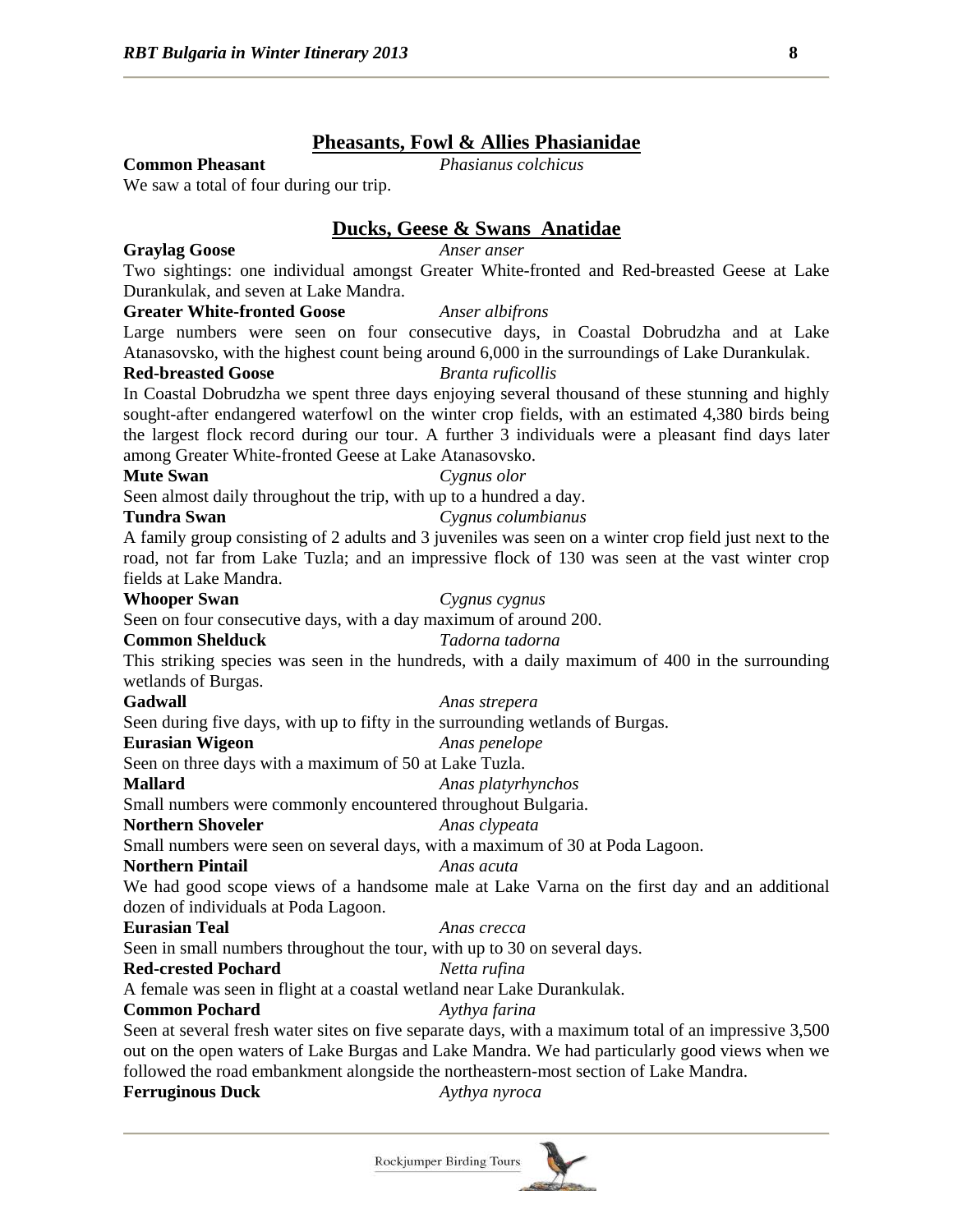## Pheasants, Fowl & Allies Phasianidae

**Common Pheasant** *Phasianus colchicus*
We saw a total of four during our trip.

## Ducks, Geese & Swans Anatidae

**Graylag Goose** *Anser anser*
Two sightings: one individual amongst Greater White-fronted and Red-breasted Geese at Lake Durankulak, and seven at Lake Mandra.

**Greater White-fronted Goose** *Anser albifrons*
Large numbers were seen on four consecutive days, in Coastal Dobrudzha and at Lake Atanasovsko, with the highest count being around 6,000 in the surroundings of Lake Durankulak.

**Red-breasted Goose** *Branta ruficollis*
In Coastal Dobrudzha we spent three days enjoying several thousand of these stunning and highly sought-after endangered waterfowl on the winter crop fields, with an estimated 4,380 birds being the largest flock record during our tour. A further 3 individuals were a pleasant find days later among Greater White-fronted Geese at Lake Atanasovsko.

**Mute Swan** *Cygnus olor*
Seen almost daily throughout the trip, with up to a hundred a day.

**Tundra Swan** *Cygnus columbianus*
A family group consisting of 2 adults and 3 juveniles was seen on a winter crop field just next to the road, not far from Lake Tuzla; and an impressive flock of 130 was seen at the vast winter crop fields at Lake Mandra.

**Whooper Swan** *Cygnus cygnus*
Seen on four consecutive days, with a day maximum of around 200.

**Common Shelduck** *Tadorna tadorna*
This striking species was seen in the hundreds, with a daily maximum of 400 in the surrounding wetlands of Burgas.

**Gadwall** *Anas strepera*
Seen during five days, with up to fifty in the surrounding wetlands of Burgas.

**Eurasian Wigeon** *Anas penelope*
Seen on three days with a maximum of 50 at Lake Tuzla.

**Mallard** *Anas platyrhynchos*
Small numbers were commonly encountered throughout Bulgaria.

**Northern Shoveler** *Anas clypeata*
Small numbers were seen on several days, with a maximum of 30 at Poda Lagoon.

**Northern Pintail** *Anas acuta*
We had good scope views of a handsome male at Lake Varna on the first day and an additional dozen of individuals at Poda Lagoon.

**Eurasian Teal** *Anas crecca*
Seen in small numbers throughout the tour, with up to 30 on several days.

**Red-crested Pochard** *Netta rufina*
A female was seen in flight at a coastal wetland near Lake Durankulak.

**Common Pochard** *Aythya farina*
Seen at several fresh water sites on five separate days, with a maximum total of an impressive 3,500 out on the open waters of Lake Burgas and Lake Mandra. We had particularly good views when we followed the road embankment alongside the northeastern-most section of Lake Mandra.

**Ferruginous Duck** *Aythya nyroca*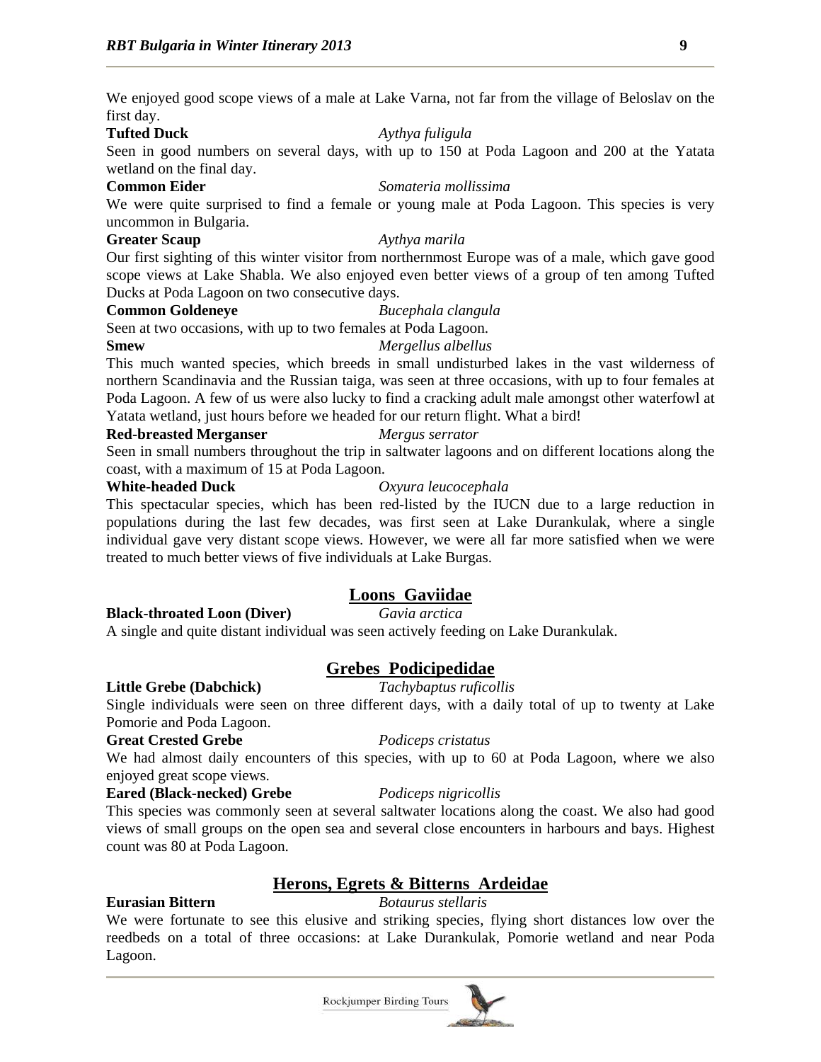We enjoyed good scope views of a male at Lake Varna, not far from the village of Beloslav on the first day.

**Tufted Duck** *Aythya fuligula*
Seen in good numbers on several days, with up to 150 at Poda Lagoon and 200 at the Yatata wetland on the final day.

**Common Eider** *Somateria mollissima*
We were quite surprised to find a female or young male at Poda Lagoon. This species is very uncommon in Bulgaria.

**Greater Scaup** *Aythya marila*
Our first sighting of this winter visitor from northernmost Europe was of a male, which gave good scope views at Lake Shabla. We also enjoyed even better views of a group of ten among Tufted Ducks at Poda Lagoon on two consecutive days.

**Common Goldeneye** *Bucephala clangula*
Seen at two occasions, with up to two females at Poda Lagoon.

**Smew** *Mergellus albellus*
This much wanted species, which breeds in small undisturbed lakes in the vast wilderness of northern Scandinavia and the Russian taiga, was seen at three occasions, with up to four females at Poda Lagoon. A few of us were also lucky to find a cracking adult male amongst other waterfowl at Yatata wetland, just hours before we headed for our return flight. What a bird!

**Red-breasted Merganser** *Mergus serrator*
Seen in small numbers throughout the trip in saltwater lagoons and on different locations along the coast, with a maximum of 15 at Poda Lagoon.

**White-headed Duck** *Oxyura leucocephala*
This spectacular species, which has been red-listed by the IUCN due to a large reduction in populations during the last few decades, was first seen at Lake Durankulak, where a single individual gave very distant scope views. However, we were all far more satisfied when we were treated to much better views of five individuals at Lake Burgas.

## Loons Gaviidae

**Black-throated Loon (Diver)** *Gavia arctica*
A single and quite distant individual was seen actively feeding on Lake Durankulak.

## Grebes Podicipedidae

**Little Grebe (Dabchick)** *Tachybaptus ruficollis*
Single individuals were seen on three different days, with a daily total of up to twenty at Lake Pomorie and Poda Lagoon.

**Great Crested Grebe** *Podiceps cristatus*
We had almost daily encounters of this species, with up to 60 at Poda Lagoon, where we also enjoyed great scope views.

**Eared (Black-necked) Grebe** *Podiceps nigricollis*
This species was commonly seen at several saltwater locations along the coast. We also had good views of small groups on the open sea and several close encounters in harbours and bays. Highest count was 80 at Poda Lagoon.

## Herons, Egrets & Bitterns Ardeidae

**Eurasian Bittern** *Botaurus stellaris*
We were fortunate to see this elusive and striking species, flying short distances low over the reedbeds on a total of three occasions: at Lake Durankulak, Pomorie wetland and near Poda Lagoon.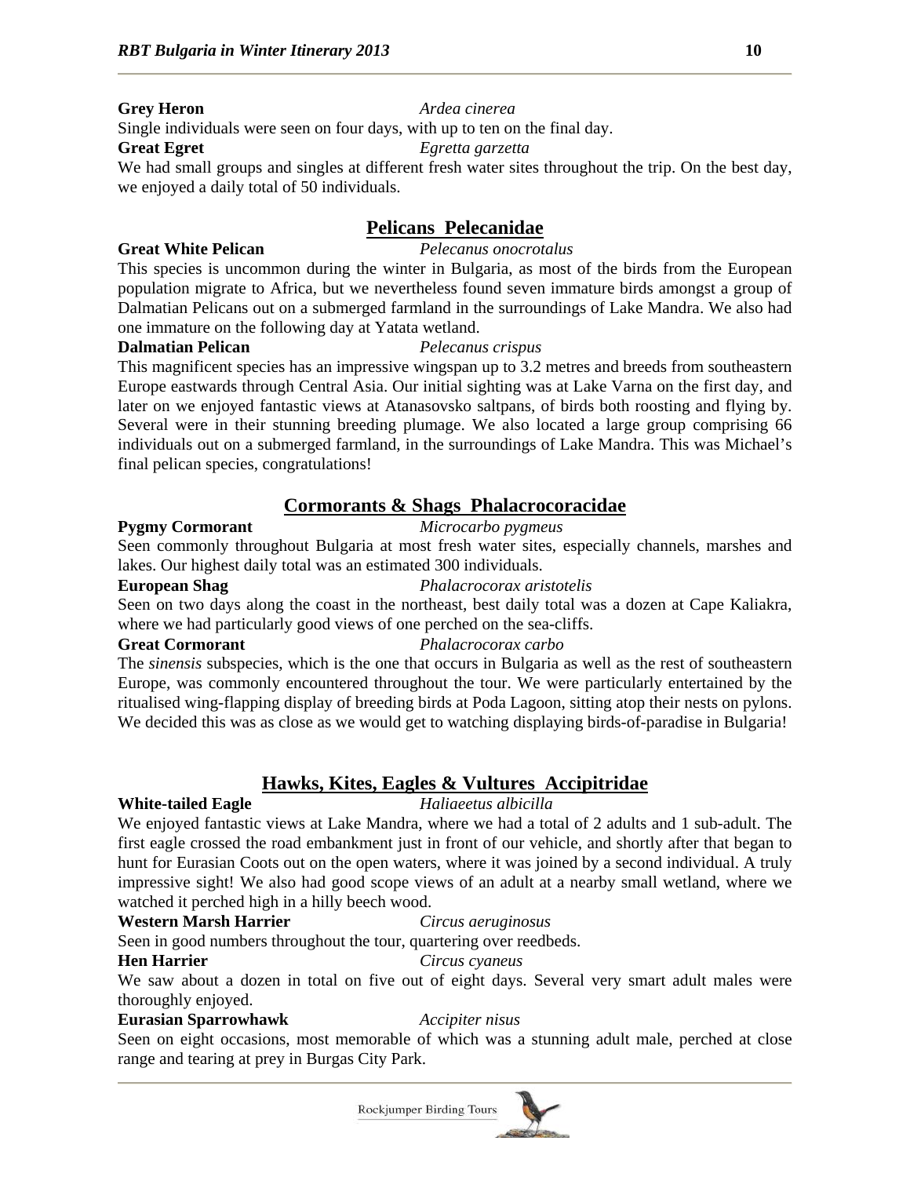**Grey Heron** *Ardea cinerea*

Single individuals were seen on four days, with up to ten on the final day.

**Great Egret** *Egretta garzetta*

We had small groups and singles at different fresh water sites throughout the trip. On the best day, we enjoyed a daily total of 50 individuals.

## Pelicans Pelecanidae

**Great White Pelican** *Pelecanus onocrotalus*

This species is uncommon during the winter in Bulgaria, as most of the birds from the European population migrate to Africa, but we nevertheless found seven immature birds amongst a group of Dalmatian Pelicans out on a submerged farmland in the surroundings of Lake Mandra. We also had one immature on the following day at Yatata wetland.

**Dalmatian Pelican** *Pelecanus crispus*

This magnificent species has an impressive wingspan up to 3.2 metres and breeds from southeastern Europe eastwards through Central Asia. Our initial sighting was at Lake Varna on the first day, and later on we enjoyed fantastic views at Atanasovsko saltpans, of birds both roosting and flying by. Several were in their stunning breeding plumage. We also located a large group comprising 66 individuals out on a submerged farmland, in the surroundings of Lake Mandra. This was Michael's final pelican species, congratulations!

## Cormorants & Shags Phalacrocoracidae

**Pygmy Cormorant** *Microcarbo pygmeus*

Seen commonly throughout Bulgaria at most fresh water sites, especially channels, marshes and lakes. Our highest daily total was an estimated 300 individuals.

**European Shag** *Phalacrocorax aristotelis*

Seen on two days along the coast in the northeast, best daily total was a dozen at Cape Kaliakra, where we had particularly good views of one perched on the sea-cliffs.

**Great Cormorant** *Phalacrocorax carbo*

The *sinensis* subspecies, which is the one that occurs in Bulgaria as well as the rest of southeastern Europe, was commonly encountered throughout the tour. We were particularly entertained by the ritualised wing-flapping display of breeding birds at Poda Lagoon, sitting atop their nests on pylons. We decided this was as close as we would get to watching displaying birds-of-paradise in Bulgaria!

## Hawks, Kites, Eagles & Vultures Accipitridae

**White-tailed Eagle** *Haliaeetus albicilla*

We enjoyed fantastic views at Lake Mandra, where we had a total of 2 adults and 1 sub-adult. The first eagle crossed the road embankment just in front of our vehicle, and shortly after that began to hunt for Eurasian Coots out on the open waters, where it was joined by a second individual. A truly impressive sight! We also had good scope views of an adult at a nearby small wetland, where we watched it perched high in a hilly beech wood.

**Western Marsh Harrier** *Circus aeruginosus*

Seen in good numbers throughout the tour, quartering over reedbeds.

**Hen Harrier** *Circus cyaneus*

We saw about a dozen in total on five out of eight days. Several very smart adult males were thoroughly enjoyed.

**Eurasian Sparrowhawk** *Accipiter nisus*

Seen on eight occasions, most memorable of which was a stunning adult male, perched at close range and tearing at prey in Burgas City Park.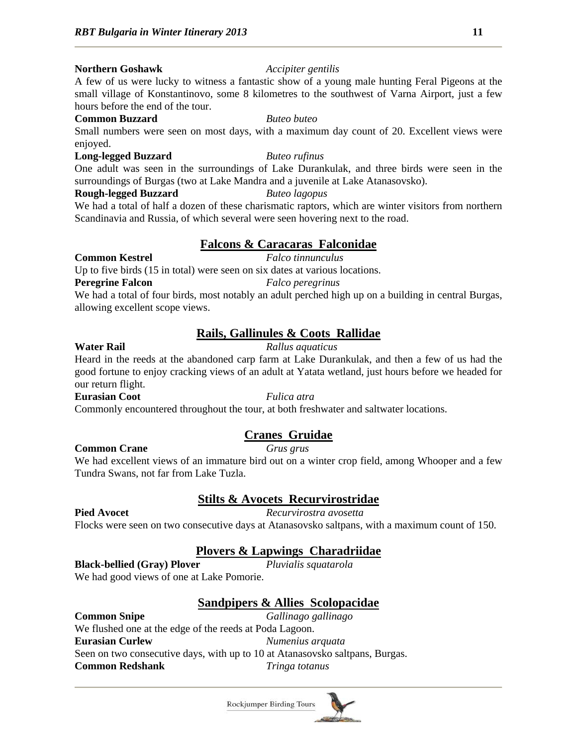**Northern Goshawk** *Accipiter gentilis*

A few of us were lucky to witness a fantastic show of a young male hunting Feral Pigeons at the small village of Konstantinovo, some 8 kilometres to the southwest of Varna Airport, just a few hours before the end of the tour.

**Common Buzzard** *Buteo buteo*

Small numbers were seen on most days, with a maximum day count of 20. Excellent views were enjoyed.

**Long-legged Buzzard** *Buteo rufinus*

One adult was seen in the surroundings of Lake Durankulak, and three birds were seen in the surroundings of Burgas (two at Lake Mandra and a juvenile at Lake Atanasovsko).

**Rough-legged Buzzard** *Buteo lagopus*

We had a total of half a dozen of these charismatic raptors, which are winter visitors from northern Scandinavia and Russia, of which several were seen hovering next to the road.

## Falcons & Caracaras Falconidae

**Common Kestrel** *Falco tinnunculus*

Up to five birds (15 in total) were seen on six dates at various locations.

**Peregrine Falcon** *Falco peregrinus*

We had a total of four birds, most notably an adult perched high up on a building in central Burgas, allowing excellent scope views.

## Rails, Gallinules & Coots Rallidae

**Water Rail** *Rallus aquaticus*

Heard in the reeds at the abandoned carp farm at Lake Durankulak, and then a few of us had the good fortune to enjoy cracking views of an adult at Yatata wetland, just hours before we headed for our return flight.

**Eurasian Coot** *Fulica atra*

Commonly encountered throughout the tour, at both freshwater and saltwater locations.

## Cranes Gruidae

**Common Crane** *Grus grus*

We had excellent views of an immature bird out on a winter crop field, among Whooper and a few Tundra Swans, not far from Lake Tuzla.

## Stilts & Avocets Recurvirostridae

**Pied Avocet** *Recurvirostra avosetta*

Flocks were seen on two consecutive days at Atanasovsko saltpans, with a maximum count of 150.

## Plovers & Lapwings Charadriidae

**Black-bellied (Gray) Plover** *Pluvialis squatarola*

We had good views of one at Lake Pomorie.

## Sandpipers & Allies Scolopacidae

**Common Snipe** *Gallinago gallinago*

We flushed one at the edge of the reeds at Poda Lagoon.

**Eurasian Curlew** *Numenius arquata*

Seen on two consecutive days, with up to 10 at Atanasovsko saltpans, Burgas.

**Common Redshank** *Tringa totanus*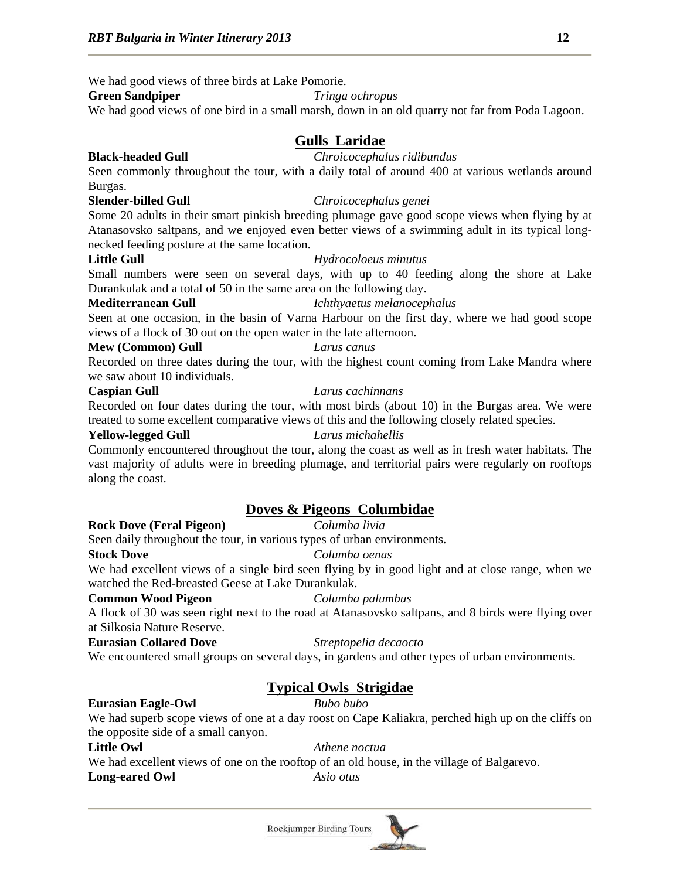We had good views of three birds at Lake Pomorie.

**Green Sandpiper** *Tringa ochropus*

We had good views of one bird in a small marsh, down in an old quarry not far from Poda Lagoon.

## Gulls Laridae

**Black-headed Gull** *Chroicocephalus ridibundus*

Seen commonly throughout the tour, with a daily total of around 400 at various wetlands around Burgas.

**Slender-billed Gull** *Chroicocephalus genei*

Some 20 adults in their smart pinkish breeding plumage gave good scope views when flying by at Atanasovsko saltpans, and we enjoyed even better views of a swimming adult in its typical long-necked feeding posture at the same location.

**Little Gull** *Hydrocoloeus minutus*

Small numbers were seen on several days, with up to 40 feeding along the shore at Lake Durankulak and a total of 50 in the same area on the following day.

**Mediterranean Gull** *Ichthyaetus melanocephalus*

Seen at one occasion, in the basin of Varna Harbour on the first day, where we had good scope views of a flock of 30 out on the open water in the late afternoon.

**Mew (Common) Gull** *Larus canus*

Recorded on three dates during the tour, with the highest count coming from Lake Mandra where we saw about 10 individuals.

**Caspian Gull** *Larus cachinnans*

Recorded on four dates during the tour, with most birds (about 10) in the Burgas area. We were treated to some excellent comparative views of this and the following closely related species.

**Yellow-legged Gull** *Larus michahellis*

Commonly encountered throughout the tour, along the coast as well as in fresh water habitats. The vast majority of adults were in breeding plumage, and territorial pairs were regularly on rooftops along the coast.

## Doves & Pigeons Columbidae

**Rock Dove (Feral Pigeon)** *Columba livia*

Seen daily throughout the tour, in various types of urban environments.

**Stock Dove** *Columba oenas*

We had excellent views of a single bird seen flying by in good light and at close range, when we watched the Red-breasted Geese at Lake Durankulak.

**Common Wood Pigeon** *Columba palumbus*

A flock of 30 was seen right next to the road at Atanasovsko saltpans, and 8 birds were flying over at Silkosia Nature Reserve.

**Eurasian Collared Dove** *Streptopelia decaocto*

We encountered small groups on several days, in gardens and other types of urban environments.

## Typical Owls Strigidae

**Eurasian Eagle-Owl** *Bubo bubo*

We had superb scope views of one at a day roost on Cape Kaliakra, perched high up on the cliffs on the opposite side of a small canyon.

**Little Owl** *Athene noctua*

We had excellent views of one on the rooftop of an old house, in the village of Balgarevo.

**Long-eared Owl** *Asio otus*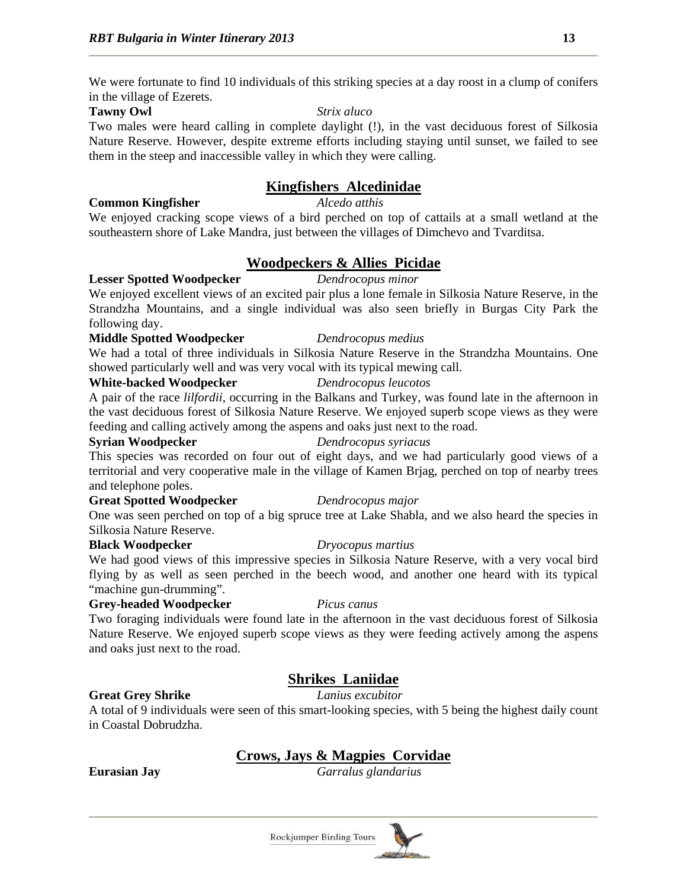We were fortunate to find 10 individuals of this striking species at a day roost in a clump of conifers in the village of Ezerets.

**Tawny Owl** *Strix aluco*

Two males were heard calling in complete daylight (!), in the vast deciduous forest of Silkosia Nature Reserve. However, despite extreme efforts including staying until sunset, we failed to see them in the steep and inaccessible valley in which they were calling.

## Kingfishers Alcedinidae

**Common Kingfisher** *Alcedo atthis*

We enjoyed cracking scope views of a bird perched on top of cattails at a small wetland at the southeastern shore of Lake Mandra, just between the villages of Dimchevo and Tvarditsa.

## Woodpeckers & Allies Picidae

**Lesser Spotted Woodpecker** *Dendrocopus minor*

We enjoyed excellent views of an excited pair plus a lone female in Silkosia Nature Reserve, in the Strandzha Mountains, and a single individual was also seen briefly in Burgas City Park the following day.

**Middle Spotted Woodpecker** *Dendrocopus medius*

We had a total of three individuals in Silkosia Nature Reserve in the Strandzha Mountains. One showed particularly well and was very vocal with its typical mewing call.

**White-backed Woodpecker** *Dendrocopus leucotos*

A pair of the race *lilfordii*, occurring in the Balkans and Turkey, was found late in the afternoon in the vast deciduous forest of Silkosia Nature Reserve. We enjoyed superb scope views as they were feeding and calling actively among the aspens and oaks just next to the road.

**Syrian Woodpecker** *Dendrocopus syriacus*

This species was recorded on four out of eight days, and we had particularly good views of a territorial and very cooperative male in the village of Kamen Brjag, perched on top of nearby trees and telephone poles.

**Great Spotted Woodpecker** *Dendrocopus major*

One was seen perched on top of a big spruce tree at Lake Shabla, and we also heard the species in Silkosia Nature Reserve.

**Black Woodpecker** *Dryocopus martius*

We had good views of this impressive species in Silkosia Nature Reserve, with a very vocal bird flying by as well as seen perched in the beech wood, and another one heard with its typical "machine gun-drumming".

**Grey-headed Woodpecker** *Picus canus*

Two foraging individuals were found late in the afternoon in the vast deciduous forest of Silkosia Nature Reserve. We enjoyed superb scope views as they were feeding actively among the aspens and oaks just next to the road.

## Shrikes Laniidae

**Great Grey Shrike** *Lanius excubitor*

A total of 9 individuals were seen of this smart-looking species, with 5 being the highest daily count in Coastal Dobrudzha.

## Crows, Jays & Magpies Corvidae

**Eurasian Jay** *Garralus glandarius*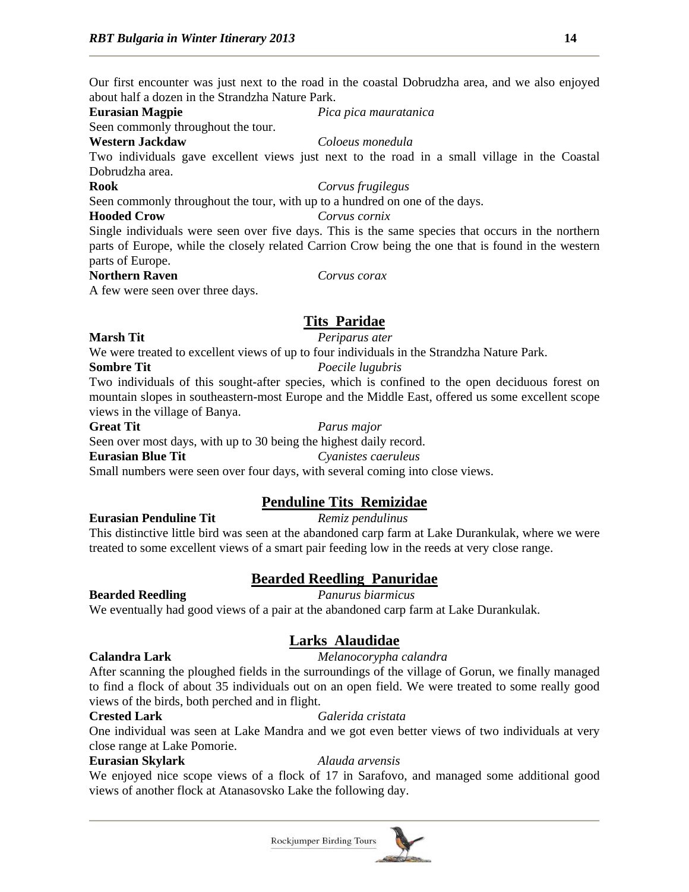Our first encounter was just next to the road in the coastal Dobrudzha area, and we also enjoyed about half a dozen in the Strandzha Nature Park.

**Eurasian Magpie** *Pica pica mauratanica*
Seen commonly throughout the tour.

**Western Jackdaw** *Coloeus monedula*
Two individuals gave excellent views just next to the road in a small village in the Coastal Dobrudzha area.

**Rook** *Corvus frugilegus*
Seen commonly throughout the tour, with up to a hundred on one of the days.

**Hooded Crow** *Corvus cornix*
Single individuals were seen over five days. This is the same species that occurs in the northern parts of Europe, while the closely related Carrion Crow being the one that is found in the western parts of Europe.

**Northern Raven** *Corvus corax*
A few were seen over three days.

## Tits Paridae

**Marsh Tit** *Periparus ater*
We were treated to excellent views of up to four individuals in the Strandzha Nature Park.

**Sombre Tit** *Poecile lugubris*
Two individuals of this sought-after species, which is confined to the open deciduous forest on mountain slopes in southeastern-most Europe and the Middle East, offered us some excellent scope views in the village of Banya.

**Great Tit** *Parus major*
Seen over most days, with up to 30 being the highest daily record.

**Eurasian Blue Tit** *Cyanistes caeruleus*
Small numbers were seen over four days, with several coming into close views.

## Penduline Tits Remizidae

**Eurasian Penduline Tit** *Remiz pendulinus*
This distinctive little bird was seen at the abandoned carp farm at Lake Durankulak, where we were treated to some excellent views of a smart pair feeding low in the reeds at very close range.

## Bearded Reedling Panuridae

**Bearded Reedling** *Panurus biarmicus*
We eventually had good views of a pair at the abandoned carp farm at Lake Durankulak.

## Larks Alaudidae

**Calandra Lark** *Melanocorypha calandra*
After scanning the ploughed fields in the surroundings of the village of Gorun, we finally managed to find a flock of about 35 individuals out on an open field. We were treated to some really good views of the birds, both perched and in flight.

**Crested Lark** *Galerida cristata*
One individual was seen at Lake Mandra and we got even better views of two individuals at very close range at Lake Pomorie.

**Eurasian Skylark** *Alauda arvensis*
We enjoyed nice scope views of a flock of 17 in Sarafovo, and managed some additional good views of another flock at Atanasovsko Lake the following day.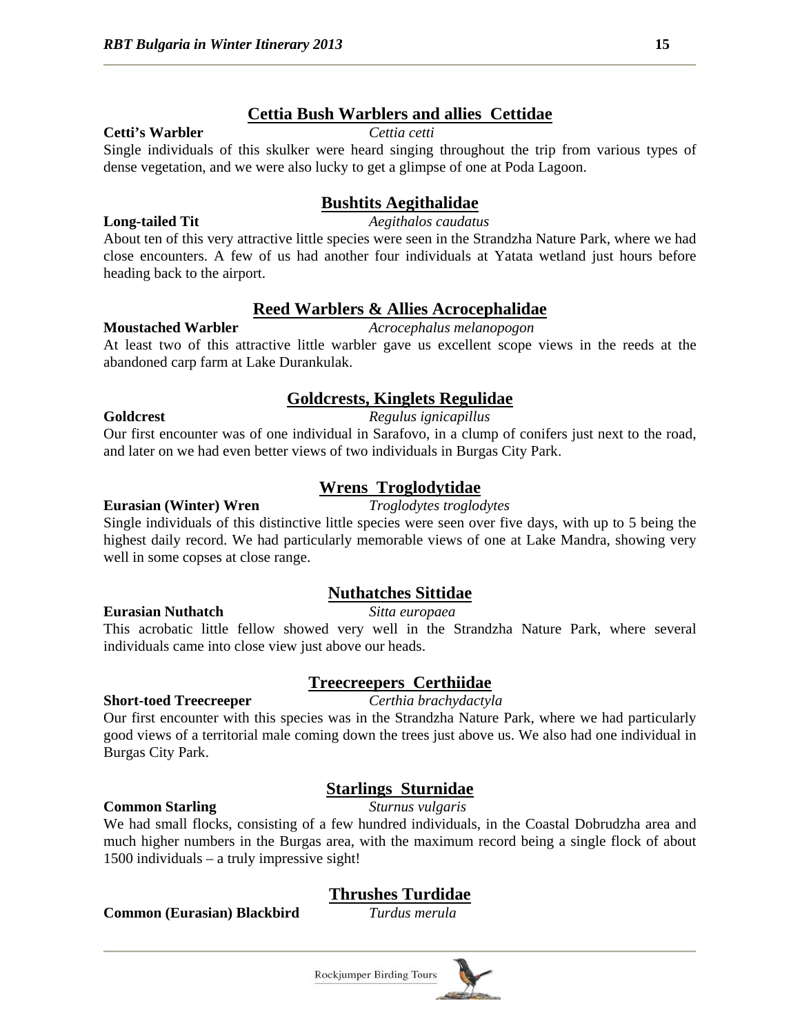## Cettia Bush Warblers and allies Cettidae

**Cetti's Warbler** *Cettia cetti*

Single individuals of this skulker were heard singing throughout the trip from various types of dense vegetation, and we were also lucky to get a glimpse of one at Poda Lagoon.

## Bushtits Aegithalidae

**Long-tailed Tit** *Aegithalos caudatus*

About ten of this very attractive little species were seen in the Strandzha Nature Park, where we had close encounters. A few of us had another four individuals at Yatata wetland just hours before heading back to the airport.

## Reed Warblers & Allies Acrocephalidae

**Moustached Warbler** *Acrocephalus melanopogon*

At least two of this attractive little warbler gave us excellent scope views in the reeds at the abandoned carp farm at Lake Durankulak.

## Goldcrests, Kinglets Regulidae

**Goldcrest** *Regulus ignicapillus*

Our first encounter was of one individual in Sarafovo, in a clump of conifers just next to the road, and later on we had even better views of two individuals in Burgas City Park.

## Wrens Troglodytidae

**Eurasian (Winter) Wren** *Troglodytes troglodytes*

Single individuals of this distinctive little species were seen over five days, with up to 5 being the highest daily record. We had particularly memorable views of one at Lake Mandra, showing very well in some copses at close range.

## Nuthatches Sittidae

**Eurasian Nuthatch** *Sitta europaea*

This acrobatic little fellow showed very well in the Strandzha Nature Park, where several individuals came into close view just above our heads.

## Treecreepers Certhiidae

**Short-toed Treecreeper** *Certhia brachydactyla*

Our first encounter with this species was in the Strandzha Nature Park, where we had particularly good views of a territorial male coming down the trees just above us. We also had one individual in Burgas City Park.

## Starlings Sturnidae

**Common Starling** *Sturnus vulgaris*

We had small flocks, consisting of a few hundred individuals, in the Coastal Dobrudzha area and much higher numbers in the Burgas area, with the maximum record being a single flock of about 1500 individuals – a truly impressive sight!

## Thrushes Turdidae

**Common (Eurasian) Blackbird** *Turdus merula*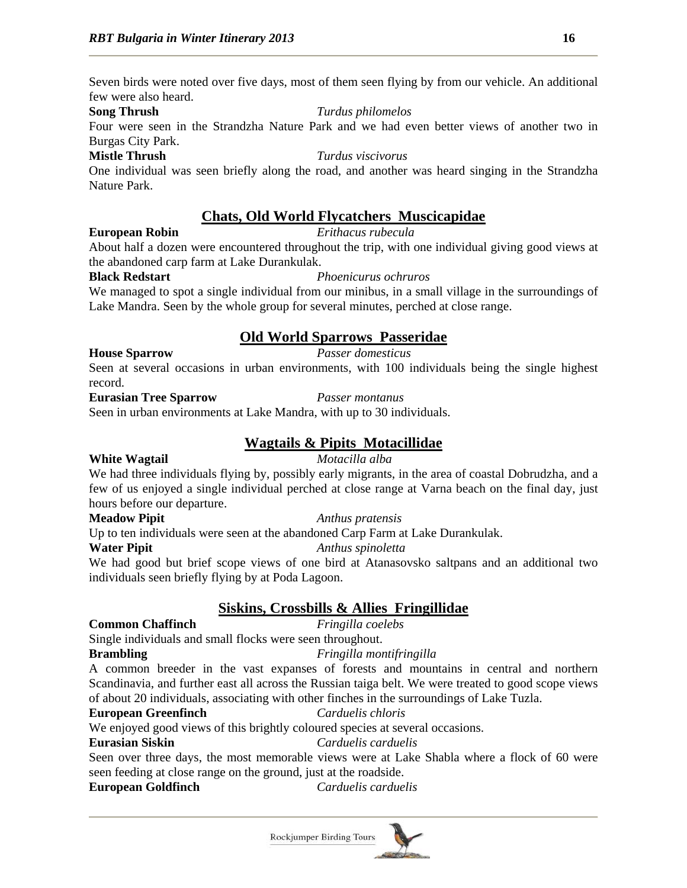Seven birds were noted over five days, most of them seen flying by from our vehicle. An additional few were also heard.

**Song Thrush** *Turdus philomelos*

Four were seen in the Strandzha Nature Park and we had even better views of another two in Burgas City Park.

**Mistle Thrush** *Turdus viscivorus*

One individual was seen briefly along the road, and another was heard singing in the Strandzha Nature Park.

## Chats, Old World Flycatchers Muscicapidae

**European Robin** *Erithacus rubecula*

About half a dozen were encountered throughout the trip, with one individual giving good views at the abandoned carp farm at Lake Durankulak.

**Black Redstart** *Phoenicurus ochruros*

We managed to spot a single individual from our minibus, in a small village in the surroundings of Lake Mandra. Seen by the whole group for several minutes, perched at close range.

## Old World Sparrows Passeridae

**House Sparrow** *Passer domesticus*

Seen at several occasions in urban environments, with 100 individuals being the single highest record.

**Eurasian Tree Sparrow** *Passer montanus*

Seen in urban environments at Lake Mandra, with up to 30 individuals.

## Wagtails & Pipits Motacillidae

**White Wagtail** *Motacilla alba*

We had three individuals flying by, possibly early migrants, in the area of coastal Dobrudzha, and a few of us enjoyed a single individual perched at close range at Varna beach on the final day, just hours before our departure.

**Meadow Pipit** *Anthus pratensis*

Up to ten individuals were seen at the abandoned Carp Farm at Lake Durankulak.

**Water Pipit** *Anthus spinoletta*

We had good but brief scope views of one bird at Atanasovsko saltpans and an additional two individuals seen briefly flying by at Poda Lagoon.

## Siskins, Crossbills & Allies Fringillidae

**Common Chaffinch** *Fringilla coelebs*

Single individuals and small flocks were seen throughout.

**Brambling** *Fringilla montifringilla*

A common breeder in the vast expanses of forests and mountains in central and northern Scandinavia, and further east all across the Russian taiga belt. We were treated to good scope views of about 20 individuals, associating with other finches in the surroundings of Lake Tuzla.

**European Greenfinch** *Carduelis chloris*

We enjoyed good views of this brightly coloured species at several occasions.

**Eurasian Siskin** *Carduelis carduelis*

Seen over three days, the most memorable views were at Lake Shabla where a flock of 60 were seen feeding at close range on the ground, just at the roadside.

**European Goldfinch** *Carduelis carduelis*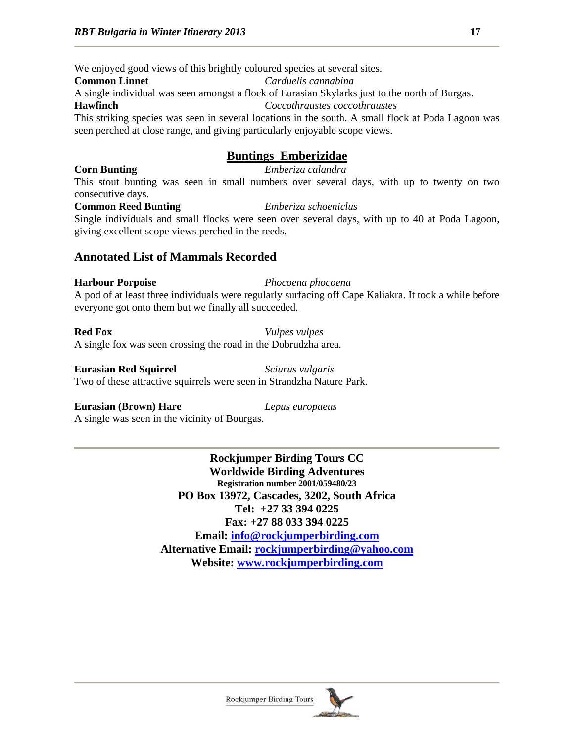We enjoyed good views of this brightly coloured species at several sites.

**Common Linnet** *Carduelis cannabina*

A single individual was seen amongst a flock of Eurasian Skylarks just to the north of Burgas.

**Hawfinch** *Coccothraustes coccothraustes*

This striking species was seen in several locations in the south. A small flock at Poda Lagoon was seen perched at close range, and giving particularly enjoyable scope views.

## Buntings Emberizidae

**Corn Bunting** *Emberiza calandra*

This stout bunting was seen in small numbers over several days, with up to twenty on two consecutive days.

**Common Reed Bunting** *Emberiza schoeniclus*

Single individuals and small flocks were seen over several days, with up to 40 at Poda Lagoon, giving excellent scope views perched in the reeds.

## Annotated List of Mammals Recorded

**Harbour Porpoise** *Phocoena phocoena*

A pod of at least three individuals were regularly surfacing off Cape Kaliakra. It took a while before everyone got onto them but we finally all succeeded.

**Red Fox** *Vulpes vulpes*

A single fox was seen crossing the road in the Dobrudzha area.

**Eurasian Red Squirrel** *Sciurus vulgaris*

Two of these attractive squirrels were seen in Strandzha Nature Park.

**Eurasian (Brown) Hare** *Lepus europaeus*

A single was seen in the vicinity of Bourgas.

---

**Rockjumper Birding Tours CC**
**Worldwide Birding Adventures**
**Registration number 2001/059480/23**
**PO Box 13972, Cascades, 3202, South Africa**
**Tel: +27 33 394 0225**
**Fax: +27 88 033 394 0225**
**Email: info@rockjumperbirding.com**
**Alternative Email: rockjumperbirding@yahoo.com**
**Website: www.rockjumperbirding.com**